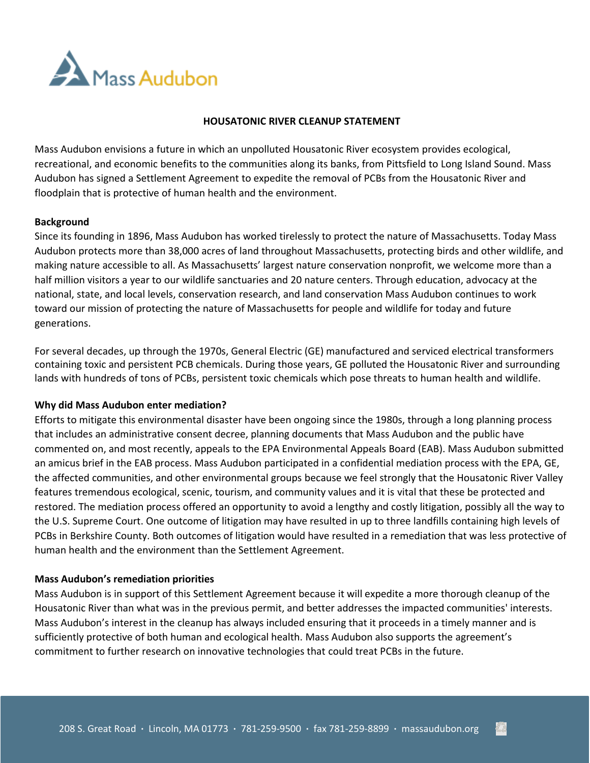Mass Audubon

# HOUSATONIC RIVER CLEANUP STATEMENT

Mass Audubon envisions a future in which an unpolluted Housatonic River ecosystem provides ecological, recreational, and economic benefits to the communities along its banks, from Pittsfield to Long Island Sound. Mass Audubon has signed a Settlement Agreement to expedite the removal of PCBs from the Housatonic River and floodplain that is protective of human health and the environment.

## Background

Since its founding in 1896, Mass Audubon has worked tirelessly to protect the nature of Massachusetts. Today Mass Audubon protects more than 38,000 acres of land throughout Massachusetts, protecting birds and other wildlife, and making nature accessible to all. As Massachusetts' largest nature conservation nonprofit, we welcome more than a half million visitors a year to our wildlife sanctuaries and 20 nature centers. Through education, advocacy at the national, state, and local levels, conservation research, and land conservation Mass Audubon continues to work toward our mission of protecting the nature of Massachusetts for people and wildlife for today and future generations.

For several decades, up through the 1970s, General Electric (GE) manufactured and serviced electrical transformers containing toxic and persistent PCB chemicals. During those years, GE polluted the Housatonic River and surrounding lands with hundreds of tons of PCBs, persistent toxic chemicals which pose threats to human health and wildlife.

## Why did Mass Audubon enter mediation?

Efforts to mitigate this environmental disaster have been ongoing since the 1980s, through a long planning process that includes an administrative consent decree, planning documents that Mass Audubon and the public have commented on, and most recently, appeals to the EPA Environmental Appeals Board (EAB). Mass Audubon submitted an amicus brief in the EAB process. Mass Audubon participated in a confidential mediation process with the EPA, GE, the affected communities, and other environmental groups because we feel strongly that the Housatonic River Valley features tremendous ecological, scenic, tourism, and community values and it is vital that these be protected and restored. The mediation process offered an opportunity to avoid a lengthy and costly litigation, possibly all the way to the U.S. Supreme Court. One outcome of litigation may have resulted in up to three landfills containing high levels of PCBs in Berkshire County. Both outcomes of litigation would have resulted in a remediation that was less protective of human health and the environment than the Settlement Agreement.

## Mass Audubon's remediation priorities

Mass Audubon is in support of this Settlement Agreement because it will expedite a more thorough cleanup of the Housatonic River than what was in the previous permit, and better addresses the impacted communities' interests. Mass Audubon's interest in the cleanup has always included ensuring that it proceeds in a timely manner and is sufficiently protective of both human and ecological health. Mass Audubon also supports the agreement's commitment to further research on innovative technologies that could treat PCBs in the future.

208 S. Great Road · Lincoln, MA 01773 · 781-259-9500 · fax 781-259-8899 · massaudubon.org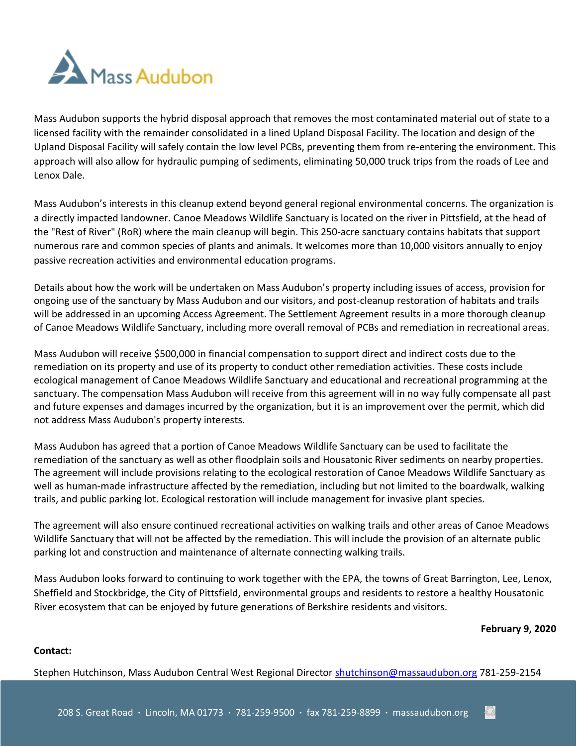Mass Audubon

Mass Audubon supports the hybrid disposal approach that removes the most contaminated material out of state to a licensed facility with the remainder consolidated in a lined Upland Disposal Facility. The location and design of the Upland Disposal Facility will safely contain the low level PCBs, preventing them from re-entering the environment. This approach will also allow for hydraulic pumping of sediments, eliminating 50,000 truck trips from the roads of Lee and Lenox Dale.

Mass Audubon's interests in this cleanup extend beyond general regional environmental concerns. The organization is a directly impacted landowner. Canoe Meadows Wildlife Sanctuary is located on the river in Pittsfield, at the head of the "Rest of River" (RoR) where the main cleanup will begin. This 250-acre sanctuary contains habitats that support numerous rare and common species of plants and animals. It welcomes more than 10,000 visitors annually to enjoy passive recreation activities and environmental education programs.

Details about how the work will be undertaken on Mass Audubon's property including issues of access, provision for ongoing use of the sanctuary by Mass Audubon and our visitors, and post-cleanup restoration of habitats and trails will be addressed in an upcoming Access Agreement. The Settlement Agreement results in a more thorough cleanup of Canoe Meadows Wildlife Sanctuary, including more overall removal of PCBs and remediation in recreational areas.

Mass Audubon will receive $500,000 in financial compensation to support direct and indirect costs due to the remediation on its property and use of its property to conduct other remediation activities. These costs include ecological management of Canoe Meadows Wildlife Sanctuary and educational and recreational programming at the sanctuary. The compensation Mass Audubon will receive from this agreement will in no way fully compensate all past and future expenses and damages incurred by the organization, but it is an improvement over the permit, which did not address Mass Audubon's property interests.

Mass Audubon has agreed that a portion of Canoe Meadows Wildlife Sanctuary can be used to facilitate the remediation of the sanctuary as well as other floodplain soils and Housatonic River sediments on nearby properties. The agreement will include provisions relating to the ecological restoration of Canoe Meadows Wildlife Sanctuary as well as human-made infrastructure affected by the remediation, including but not limited to the boardwalk, walking trails, and public parking lot. Ecological restoration will include management for invasive plant species.

The agreement will also ensure continued recreational activities on walking trails and other areas of Canoe Meadows Wildlife Sanctuary that will not be affected by the remediation. This will include the provision of an alternate public parking lot and construction and maintenance of alternate connecting walking trails.

Mass Audubon looks forward to continuing to work together with the EPA, the towns of Great Barrington, Lee, Lenox, Sheffield and Stockbridge, the City of Pittsfield, environmental groups and residents to restore a healthy Housatonic River ecosystem that can be enjoyed by future generations of Berkshire residents and visitors.

**February 9, 2020**

**Contact:**

Stephen Hutchinson, Mass Audubon Central West Regional Director shutchinson@massaudubon.org 781-259-2154

208 S. Great Road · Lincoln, MA 01773 · 781-259-9500 · fax 781-259-8899 · massaudubon.org